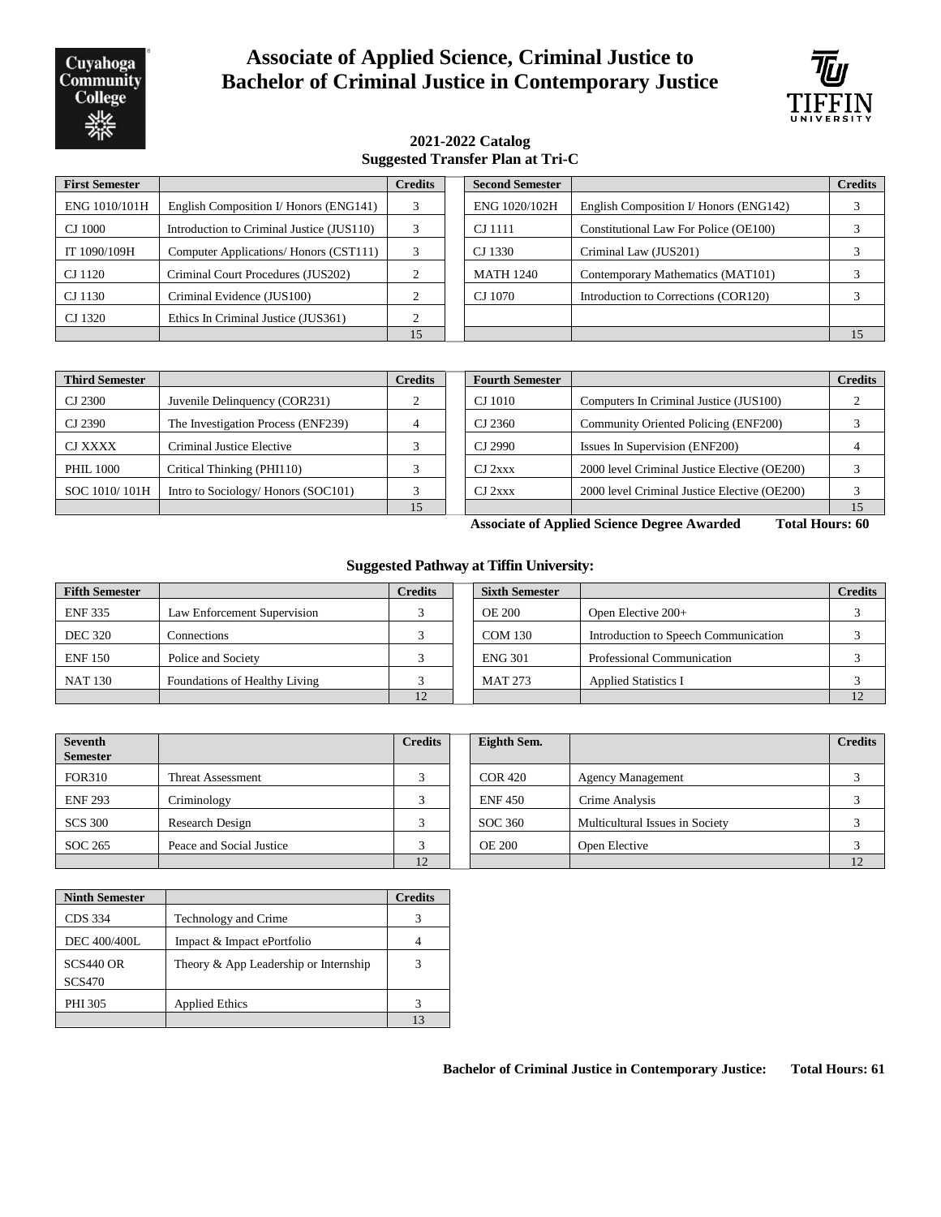# Associate of Applied Science, Criminal Justice to Bachelor of Criminal Justice in Contemporary Justice

**2021-2022 Catalog**
**Suggested Transfer Plan at Tri-C**

| First Semester | | Credits |
|---|---|---|
| ENG 1010/101H | English Composition I/ Honors (ENG141) | 3 |
| CJ 1000 | Introduction to Criminal Justice (JUS110) | 3 |
| IT 1090/109H | Computer Applications/ Honors (CST111) | 3 |
| CJ 1120 | Criminal Court Procedures (JUS202) | 2 |
| CJ 1130 | Criminal Evidence (JUS100) | 2 |
| CJ 1320 | Ethics In Criminal Justice (JUS361) | 2 |
| | | 15 |

| Second Semester | | Credits |
|---|---|---|
| ENG 1020/102H | English Composition I/ Honors (ENG142) | 3 |
| CJ 1111 | Constitutional Law For Police (OE100) | 3 |
| CJ 1330 | Criminal Law (JUS201) | 3 |
| MATH 1240 | Contemporary Mathematics (MAT101) | 3 |
| CJ 1070 | Introduction to Corrections (COR120) | 3 |
| | | |
| | | 15 |

| Third Semester | | Credits |
|---|---|---|
| CJ 2300 | Juvenile Delinquency (COR231) | 2 |
| CJ 2390 | The Investigation Process (ENF239) | 4 |
| CJ XXXX | Criminal Justice Elective | 3 |
| PHIL 1000 | Critical Thinking (PHI110) | 3 |
| SOC 1010/ 101H | Intro to Sociology/ Honors (SOC101) | 3 |
| | | 15 |

| Fourth Semester | | Credits |
|---|---|---|
| CJ 1010 | Computers In Criminal Justice (JUS100) | 2 |
| CJ 2360 | Community Oriented Policing (ENF200) | 3 |
| CJ 2990 | Issues In Supervision (ENF200) | 4 |
| CJ 2xxx | 2000 level Criminal Justice Elective (OE200) | 3 |
| CJ 2xxx | 2000 level Criminal Justice Elective (OE200) | 3 |
| | | 15 |

**Associate of Applied Science Degree Awarded Total Hours: 60**

## Suggested Pathway at Tiffin University:

| Fifth Semester | | Credits |
|---|---|---|
| ENF 335 | Law Enforcement Supervision | 3 |
| DEC 320 | Connections | 3 |
| ENF 150 | Police and Society | 3 |
| NAT 130 | Foundations of Healthy Living | 3 |
| | | 12 |

| Sixth Semester | | Credits |
|---|---|---|
| OE 200 | Open Elective 200+ | 3 |
| COM 130 | Introduction to Speech Communication | 3 |
| ENG 301 | Professional Communication | 3 |
| MAT 273 | Applied Statistics I | 3 |
| | | 12 |

| Seventh Semester | | Credits |
|---|---|---|
| FOR310 | Threat Assessment | 3 |
| ENF 293 | Criminology | 3 |
| SCS 300 | Research Design | 3 |
| SOC 265 | Peace and Social Justice | 3 |
| | | 12 |

| Eighth Sem. | | Credits |
|---|---|---|
| COR 420 | Agency Management | 3 |
| ENF 450 | Crime Analysis | 3 |
| SOC 360 | Multicultural Issues in Society | 3 |
| OE 200 | Open Elective | 3 |
| | | 12 |

| Ninth Semester | | Credits |
|---|---|---|
| CDS 334 | Technology and Crime | 3 |
| DEC 400/400L | Impact & Impact ePortfolio | 4 |
| SCS440 OR SCS470 | Theory & App Leadership or Internship | 3 |
| PHI 305 | Applied Ethics | 3 |
| | | 13 |

**Bachelor of Criminal Justice in Contemporary Justice: Total Hours: 61**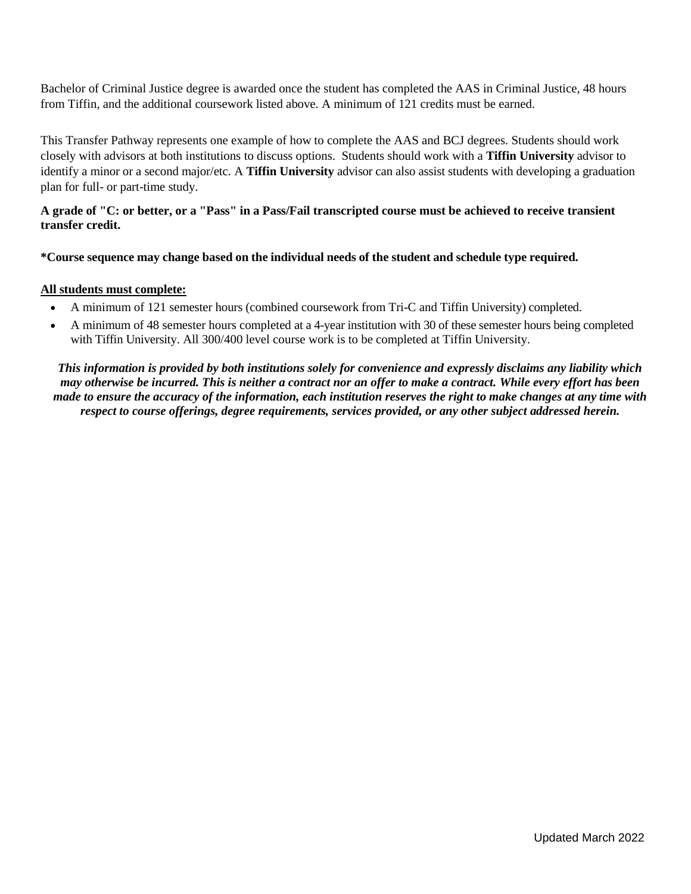Bachelor of Criminal Justice degree is awarded once the student has completed the AAS in Criminal Justice, 48 hours from Tiffin, and the additional coursework listed above. A minimum of 121 credits must be earned.

This Transfer Pathway represents one example of how to complete the AAS and BCJ degrees. Students should work closely with advisors at both institutions to discuss options. Students should work with a **Tiffin University** advisor to identify a minor or a second major/etc. A **Tiffin University** advisor can also assist students with developing a graduation plan for full- or part-time study.

**A grade of "C: or better, or a "Pass" in a Pass/Fail transcripted course must be achieved to receive transient transfer credit.**

***Course sequence may change based on the individual needs of the student and schedule type required.**

**All students must complete:**

- A minimum of 121 semester hours (combined coursework from Tri-C and Tiffin University) completed.
- A minimum of 48 semester hours completed at a 4-year institution with 30 of these semester hours being completed with Tiffin University. All 300/400 level course work is to be completed at Tiffin University.

***This information is provided by both institutions solely for convenience and expressly disclaims any liability which may otherwise be incurred. This is neither a contract nor an offer to make a contract. While every effort has been made to ensure the accuracy of the information, each institution reserves the right to make changes at any time with respect to course offerings, degree requirements, services provided, or any other subject addressed herein.***

Updated March 2022